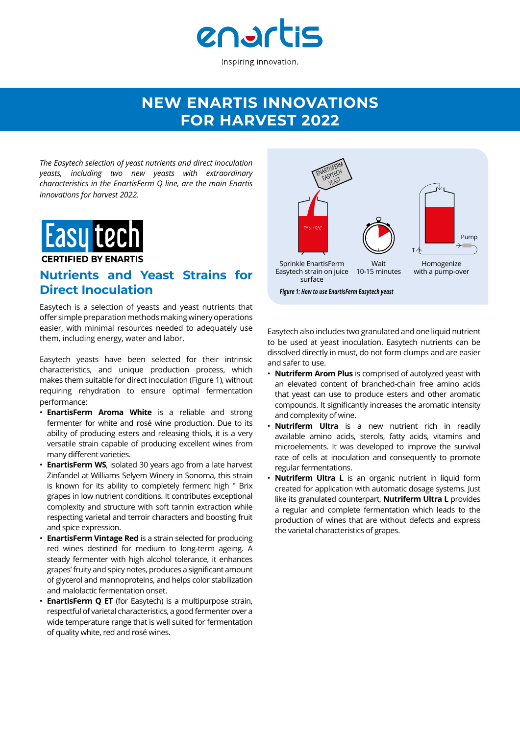enartis

Inspiring innovation.

# NEW ENARTIS INNOVATIONS FOR HARVEST 2022

*The Easytech selection of yeast nutrients and direct inoculation yeasts, including two new yeasts with extraordinary characteristics in the EnartisFerm Q line, are the main Enartis innovations for harvest 2022.*

Easytech

CERTIFIED BY ENARTIS

## Nutrients and Yeast Strains for Direct Inoculation

Easytech is a selection of yeasts and yeast nutrients that offer simple preparation methods making winery operations easier, with minimal resources needed to adequately use them, including energy, water and labor.

Easytech yeasts have been selected for their intrinsic characteristics, and unique production process, which makes them suitable for direct inoculation (Figure 1), without requiring rehydration to ensure optimal fermentation performance:

- **EnartisFerm Aroma White** is a reliable and strong fermenter for white and rosé wine production. Due to its ability of producing esters and releasing thiols, it is a very versatile strain capable of producing excellent wines from many different varieties.
- **EnartisFerm WS**, isolated 30 years ago from a late harvest Zinfandel at Williams Selyem Winery in Sonoma, this strain is known for its ability to completely ferment high ° Brix grapes in low nutrient conditions. It contributes exceptional complexity and structure with soft tannin extraction while respecting varietal and terroir characters and boosting fruit and spice expression.
- **EnartisFerm Vintage Red** is a strain selected for producing red wines destined for medium to long-term ageing. A steady fermenter with high alcohol tolerance, it enhances grapes' fruity and spicy notes, produces a significant amount of glycerol and mannoproteins, and helps color stabilization and malolactic fermentation onset.
- **EnartisFerm Q ET** (for Easytech) is a multipurpose strain, respectful of varietal characteristics, a good fermenter over a wide temperature range that is well suited for fermentation of quality white, red and rosé wines.

ENARTISFERM EASYTECH YEAST

T° ≥ 15°C

Sprinkle EnartisFerm Easytech strain on juice surface

Wait 10-15 minutes

Pump

Homogenize with a pump-over

*Figure 1: How to use EnartisFerm Easytech yeast*

Easytech also includes two granulated and one liquid nutrient to be used at yeast inoculation. Easytech nutrients can be dissolved directly in must, do not form clumps and are easier and safer to use.

- **Nutriferm Arom Plus** is comprised of autolyzed yeast with an elevated content of branched-chain free amino acids that yeast can use to produce esters and other aromatic compounds. It significantly increases the aromatic intensity and complexity of wine.
- **Nutriferm Ultra** is a new nutrient rich in readily available amino acids, sterols, fatty acids, vitamins and microelements. It was developed to improve the survival rate of cells at inoculation and consequently to promote regular fermentations.
- **Nutriferm Ultra L** is an organic nutrient in liquid form created for application with automatic dosage systems. Just like its granulated counterpart, **Nutriferm Ultra L** provides a regular and complete fermentation which leads to the production of wines that are without defects and express the varietal characteristics of grapes.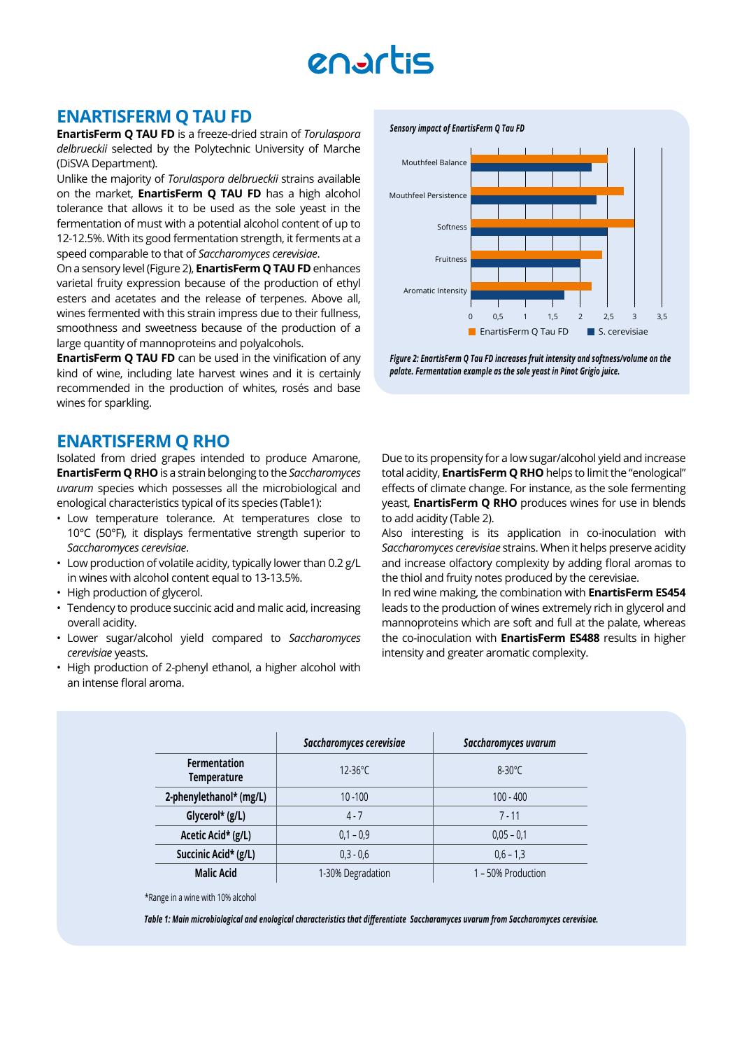## ENARTISFERM Q TAU FD

**EnartisFerm Q TAU FD** is a freeze-dried strain of *Torulaspora delbrueckii* selected by the Polytechnic University of Marche (DiSVA Department).

Unlike the majority of *Torulaspora delbrueckii* strains available on the market, **EnartisFerm Q TAU FD** has a high alcohol tolerance that allows it to be used as the sole yeast in the fermentation of must with a potential alcohol content of up to 12-12.5%. With its good fermentation strength, it ferments at a speed comparable to that of *Saccharomyces cerevisiae*.

On a sensory level (Figure 2), **EnartisFerm Q TAU FD** enhances varietal fruity expression because of the production of ethyl esters and acetates and the release of terpenes. Above all, wines fermented with this strain impress due to their fullness, smoothness and sweetness because of the production of a large quantity of mannoproteins and polyalcohols.

**EnartisFerm Q TAU FD** can be used in the vinification of any kind of wine, including late harvest wines and it is certainly recommended in the production of whites, rosés and base wines for sparkling.

*Sensory impact of EnartisFerm Q Tau FD*

| | EnartisFerm Q Tau FD | S. cerevisiae |
|---|---|---|
| Mouthfeel Balance | 2,5 | 2,2 |
| Mouthfeel Persistence | 2,8 | 2,3 |
| Softness | 3 | 2,5 |
| Fruitness | 2,4 | 2 |
| Aromatic Intensity | 2,2 | 1,7 |

*Figure 2: EnartisFerm Q Tau FD increases fruit intensity and softness/volume on the palate. Fermentation example as the sole yeast in Pinot Grigio juice.*

## ENARTISFERM Q RHO

Isolated from dried grapes intended to produce Amarone, **EnartisFerm Q RHO** is a strain belonging to the *Saccharomyces uvarum* species which possesses all the microbiological and enological characteristics typical of its species (Table1):

- Low temperature tolerance. At temperatures close to 10°C (50°F), it displays fermentative strength superior to *Saccharomyces cerevisiae*.
- Low production of volatile acidity, typically lower than 0.2 g/L in wines with alcohol content equal to 13-13.5%.
- High production of glycerol.
- Tendency to produce succinic acid and malic acid, increasing overall acidity.
- Lower sugar/alcohol yield compared to *Saccharomyces cerevisiae* yeasts.
- High production of 2-phenyl ethanol, a higher alcohol with an intense floral aroma.

Due to its propensity for a low sugar/alcohol yield and increase total acidity, **EnartisFerm Q RHO** helps to limit the "enological" effects of climate change. For instance, as the sole fermenting yeast, **EnartisFerm Q RHO** produces wines for use in blends to add acidity (Table 2).

Also interesting is its application in co-inoculation with *Saccharomyces cerevisiae* strains. When it helps preserve acidity and increase olfactory complexity by adding floral aromas to the thiol and fruity notes produced by the cerevisiae.

In red wine making, the combination with **EnartisFerm ES454** leads to the production of wines extremely rich in glycerol and mannoproteins which are soft and full at the palate, whereas the co-inoculation with **EnartisFerm ES488** results in higher intensity and greater aromatic complexity.

| | *Saccharomyces cerevisiae* | *Saccharomyces uvarum* |
|---|---|---|
| **Fermentation Temperature** | 12-36°C | 8-30°C |
| **2-phenylethanol* (mg/L)** | 10 -100 | 100 - 400 |
| **Glycerol* (g/L)** | 4 - 7 | 7 - 11 |
| **Acetic Acid* (g/L)** | 0,1 – 0,9 | 0,05 – 0,1 |
| **Succinic Acid* (g/L)** | 0,3 - 0,6 | 0,6 – 1,3 |
| **Malic Acid** | 1-30% Degradation | 1 – 50% Production |

*Range in a wine with 10% alcohol

*Table 1: Main microbiological and enological characteristics that differentiate Saccharamyces uvarum from Saccharomyces cerevisiae.*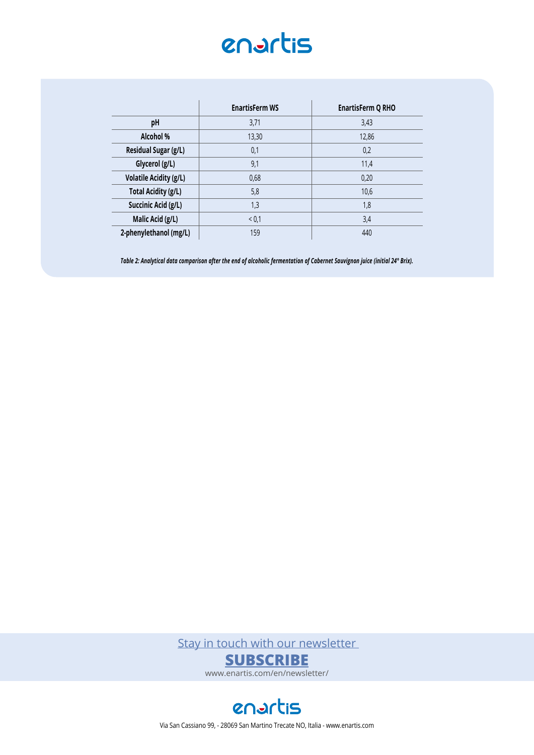| | EnartisFerm WS | EnartisFerm Q RHO |
|---|---|---|
| **pH** | 3,71 | 3,43 |
| **Alcohol %** | 13,30 | 12,86 |
| **Residual Sugar (g/L)** | 0,1 | 0,2 |
| **Glycerol (g/L)** | 9,1 | 11,4 |
| **Volatile Acidity (g/L)** | 0,68 | 0,20 |
| **Total Acidity (g/L)** | 5,8 | 10,6 |
| **Succinic Acid (g/L)** | 1,3 | 1,8 |
| **Malic Acid (g/L)** | < 0,1 | 3,4 |
| **2-phenylethanol (mg/L)** | 159 | 440 |

***Table 2: Analytical data comparison after the end of alcoholic fermentation of Cabernet Sauvignon juice (initial 24° Brix).***

Stay in touch with our newsletter

**SUBSCRIBE**

www.enartis.com/en/newsletter/

Via San Cassiano 99, - 28069 San Martino Trecate NO, Italia - www.enartis.com